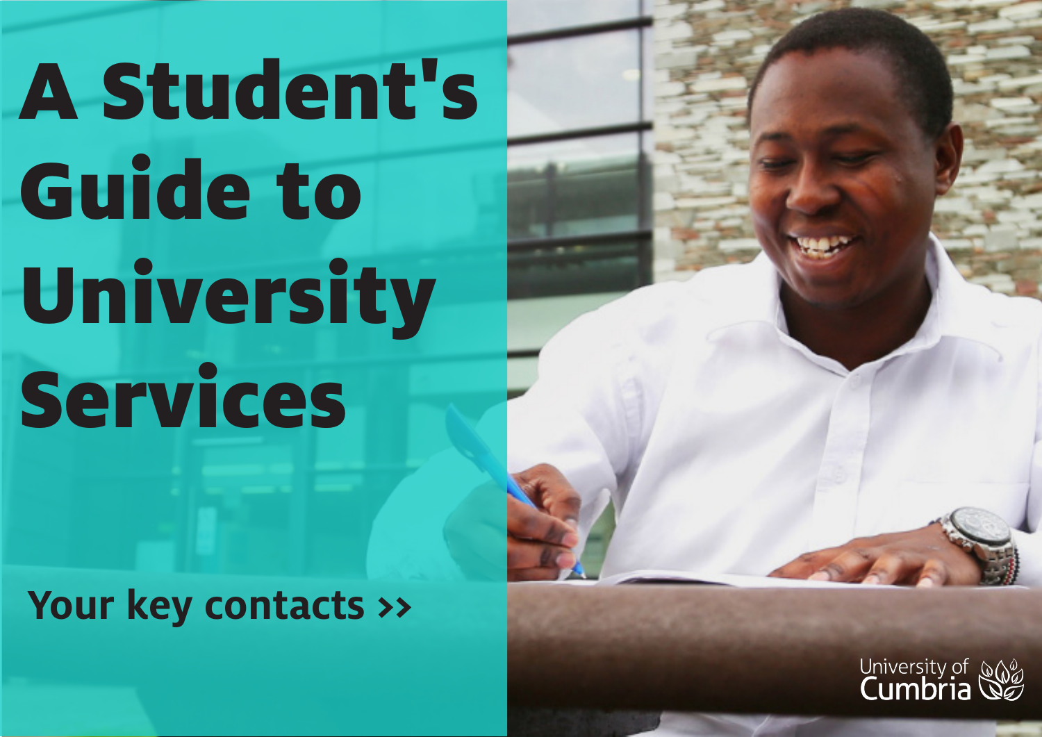# A Student's Guide to University Services

**Your key contacts >>**

University of Cumbria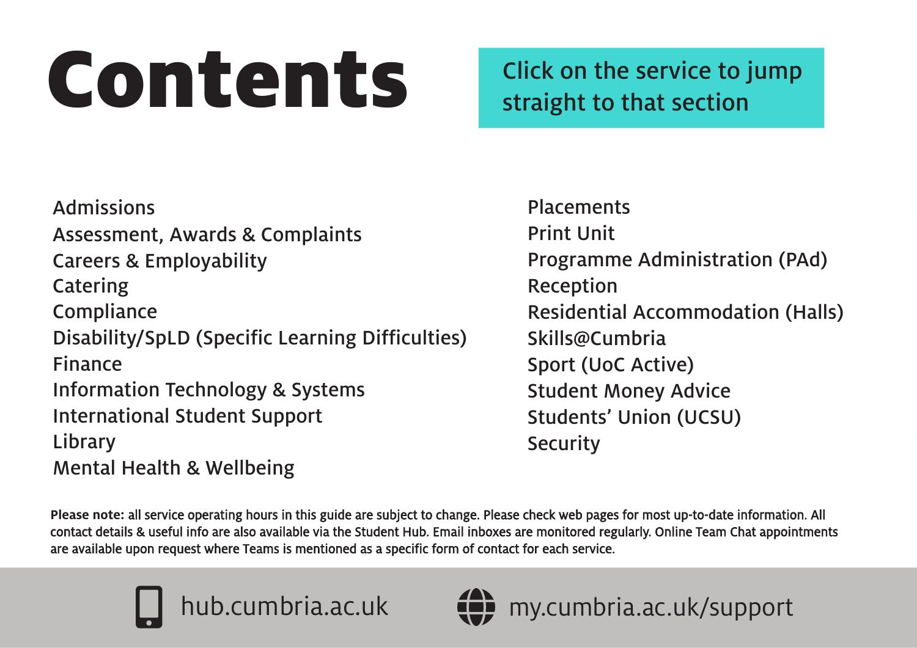# Contents

Click on the service to jump straight to that section

- Admissions
- Assessment, Awards & Complaints
- Careers & Employability
- Catering
- Compliance
- Disability/SpLD (Specific Learning Difficulties)
- Finance
- Information Technology & Systems
- International Student Support
- Library
- Mental Health & Wellbeing
- Placements
- Print Unit
- Programme Administration (PAd)
- Reception
- Residential Accommodation (Halls)
- Skills@Cumbria
- Sport (UoC Active)
- Student Money Advice
- Students' Union (UCSU)
- Security

**Please note:** all service operating hours in this guide are subject to change. Please check web pages for most up-to-date information. All contact details & useful info are also available via the Student Hub. Email inboxes are monitored regularly. Online Team Chat appointments are available upon request where Teams is mentioned as a specific form of contact for each service.

hub.cumbria.ac.uk

my.cumbria.ac.uk/support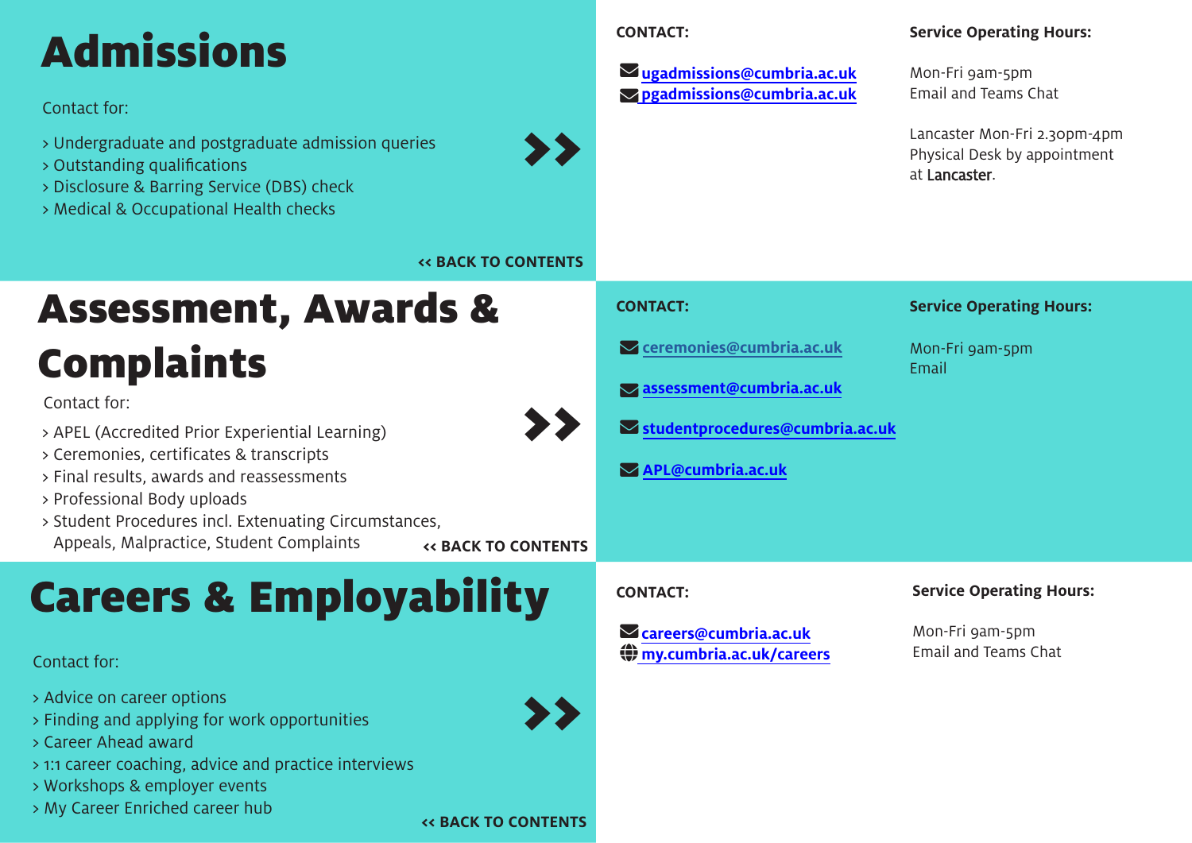# Admissions

Contact for:

- Undergraduate and postgraduate admission queries
- Outstanding qualifications
- Disclosure & Barring Service (DBS) check
- Medical & Occupational Health checks

**CONTACT:**

- ugadmissions@cumbria.ac.uk
- pgadmissions@cumbria.ac.uk

**Service Operating Hours:**

Mon-Fri 9am-5pm
Email and Teams Chat

Lancaster Mon-Fri 2.30pm-4pm
Physical Desk by appointment at Lancaster.

<< BACK TO CONTENTS

# Assessment, Awards & Complaints

Contact for:

- APEL (Accredited Prior Experiential Learning)
- Ceremonies, certificates & transcripts
- Final results, awards and reassessments
- Professional Body uploads
- Student Procedures incl. Extenuating Circumstances, Appeals, Malpractice, Student Complaints

**CONTACT:**

- ceremonies@cumbria.ac.uk
- assessment@cumbria.ac.uk
- studentprocedures@cumbria.ac.uk
- APL@cumbria.ac.uk

**Service Operating Hours:**

Mon-Fri 9am-5pm
Email

<< BACK TO CONTENTS

# Careers & Employability

Contact for:

- Advice on career options
- Finding and applying for work opportunities
- Career Ahead award
- 1:1 career coaching, advice and practice interviews
- Workshops & employer events
- My Career Enriched career hub

**CONTACT:**

- careers@cumbria.ac.uk
- my.cumbria.ac.uk/careers

**Service Operating Hours:**

Mon-Fri 9am-5pm
Email and Teams Chat

<< BACK TO CONTENTS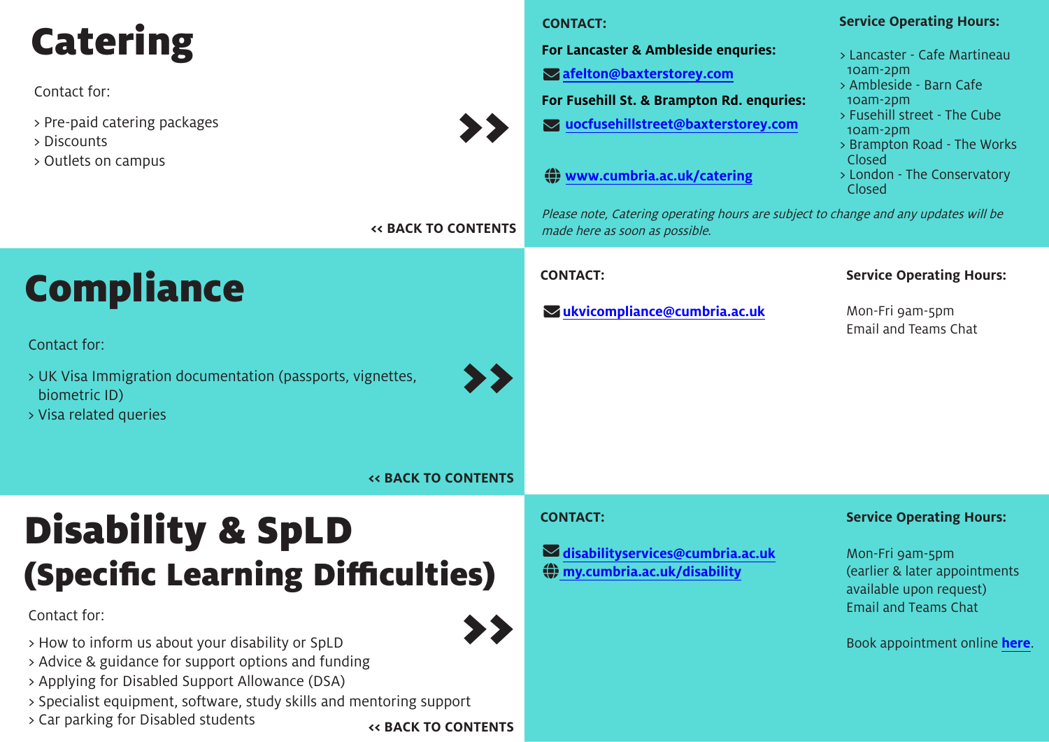# Catering

Contact for:

- Pre-paid catering packages
- Discounts
- Outlets on campus

**CONTACT:**

**For Lancaster & Ambleside enquiries:**

afelton@baxterstorey.com

**For Fusehill St. & Brampton Rd. enquries:**

uocfusehillstreet@baxterstorey.com

www.cumbria.ac.uk/catering

**Service Operating Hours:**

- Lancaster - Cafe Martineau 10am-2pm
- Ambleside - Barn Cafe 10am-2pm
- Fusehill street - The Cube 10am-2pm
- Brampton Road - The Works Closed
- London - The Conservatory Closed

*Please note, Catering operating hours are subject to change and any updates will be made here as soon as possible.*

<< BACK TO CONTENTS

# Compliance

Contact for:

- UK Visa Immigration documentation (passports, vignettes, biometric ID)
- Visa related queries

**CONTACT:**

ukvicompliance@cumbria.ac.uk

**Service Operating Hours:**

Mon-Fri 9am-5pm
Email and Teams Chat

<< BACK TO CONTENTS

# Disability & SpLD (Specific Learning Difficulties)

Contact for:

- How to inform us about your disability or SpLD
- Advice & guidance for support options and funding
- Applying for Disabled Support Allowance (DSA)
- Specialist equipment, software, study skills and mentoring support
- Car parking for Disabled students

**CONTACT:**

disabilityservices@cumbria.ac.uk
my.cumbria.ac.uk/disability

**Service Operating Hours:**

Mon-Fri 9am-5pm
(earlier & later appointments available upon request)
Email and Teams Chat

Book appointment online **here**.

<< BACK TO CONTENTS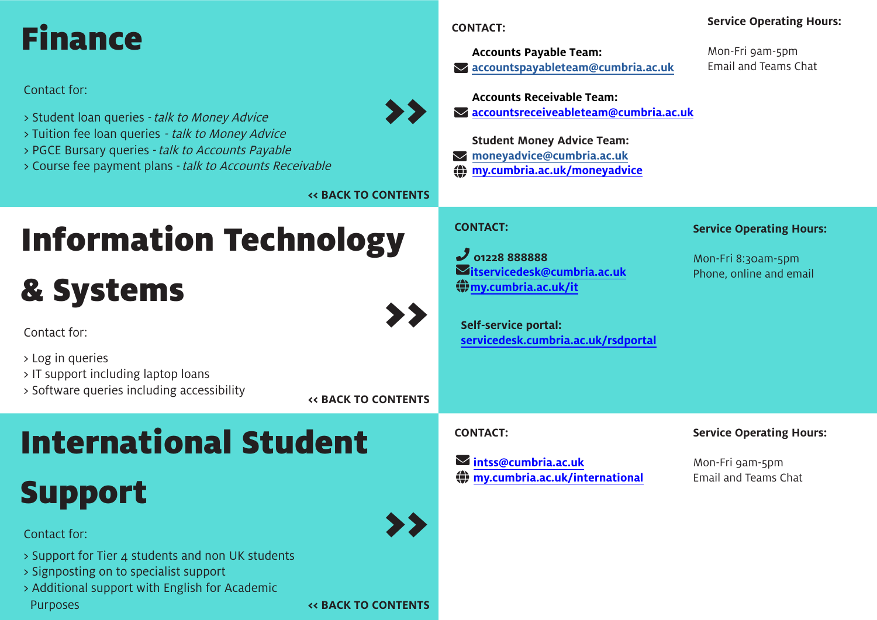# Finance

Contact for:

- Student loan queries - *talk to Money Advice*
- Tuition fee loan queries - *talk to Money Advice*
- PGCE Bursary queries - *talk to Accounts Payable*
- Course fee payment plans - *talk to Accounts Receivable*

**<< BACK TO CONTENTS**

**CONTACT:**

**Accounts Payable Team:**
accountspayableteam@cumbria.ac.uk

**Accounts Receivable Team:**
accountsreceiveableteam@cumbria.ac.uk

**Student Money Advice Team:**
moneyadvice@cumbria.ac.uk
my.cumbria.ac.uk/moneyadvice

**Service Operating Hours:**

Mon-Fri 9am-5pm
Email and Teams Chat

# Information Technology & Systems

Contact for:

- Log in queries
- IT support including laptop loans
- Software queries including accessibility

**<< BACK TO CONTENTS**

**CONTACT:**

01228 888888
itservicedesk@cumbria.ac.uk
my.cumbria.ac.uk/it

**Self-service portal:**
servicedesk.cumbria.ac.uk/rsdportal

**Service Operating Hours:**

Mon-Fri 8:30am-5pm
Phone, online and email

# International Student Support

Contact for:

- Support for Tier 4 students and non UK students
- Signposting on to specialist support
- Additional support with English for Academic Purposes

**<< BACK TO CONTENTS**

**CONTACT:**

intss@cumbria.ac.uk
my.cumbria.ac.uk/international

**Service Operating Hours:**

Mon-Fri 9am-5pm
Email and Teams Chat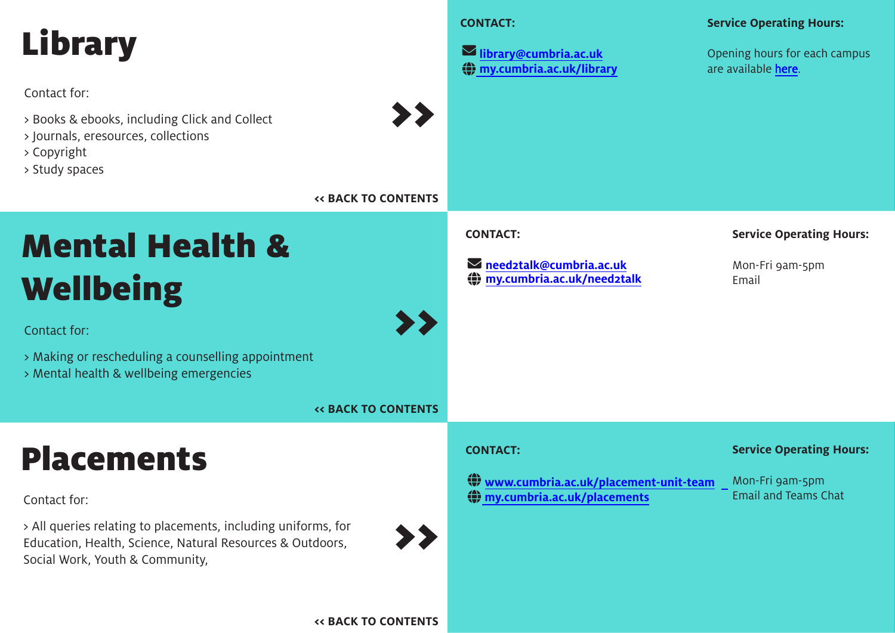# Library

Contact for:

- Books & ebooks, including Click and Collect
- Journals, eresources, collections
- Copyright
- Study spaces

<< BACK TO CONTENTS

**CONTACT:**

library@cumbria.ac.uk
my.cumbria.ac.uk/library

**Service Operating Hours:**

Opening hours for each campus are available here.

# Mental Health & Wellbeing

Contact for:

- Making or rescheduling a counselling appointment
- Mental health & wellbeing emergencies

<< BACK TO CONTENTS

**CONTACT:**

need2talk@cumbria.ac.uk
my.cumbria.ac.uk/need2talk

**Service Operating Hours:**

Mon-Fri 9am-5pm
Email

# Placements

Contact for:

- All queries relating to placements, including uniforms, for Education, Health, Science, Natural Resources & Outdoors, Social Work, Youth & Community,

<< BACK TO CONTENTS

**CONTACT:**

www.cumbria.ac.uk/placement-unit-team
my.cumbria.ac.uk/placements

**Service Operating Hours:**

Mon-Fri 9am-5pm
Email and Teams Chat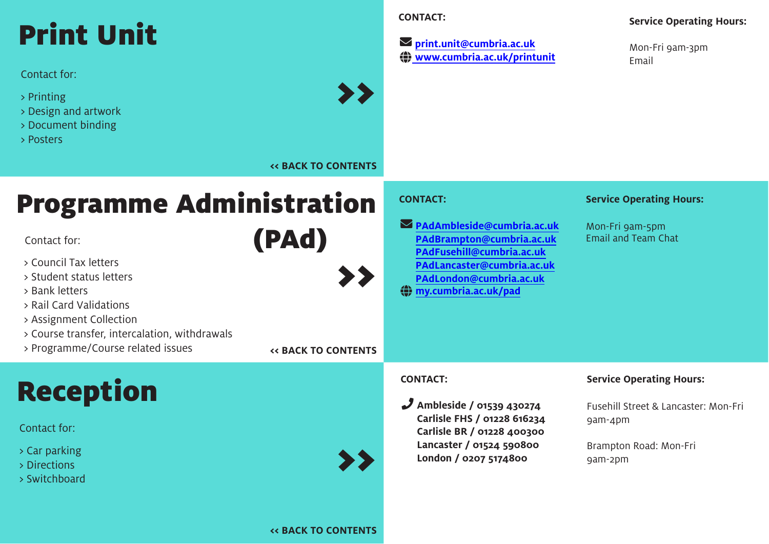# Print Unit

Contact for:

- Printing
- Design and artwork
- Document binding
- Posters

<< BACK TO CONTENTS

**CONTACT:**

print.unit@cumbria.ac.uk
www.cumbria.ac.uk/printunit

**Service Operating Hours:**

Mon-Fri 9am-3pm
Email

# Programme Administration (PAd)

Contact for:

- Council Tax letters
- Student status letters
- Bank letters
- Rail Card Validations
- Assignment Collection
- Course transfer, intercalation, withdrawals
- Programme/Course related issues

<< BACK TO CONTENTS

**CONTACT:**

PAdAmbleside@cumbria.ac.uk
PAdBrampton@cumbria.ac.uk
PAdFusehill@cumbria.ac.uk
PAdLancaster@cumbria.ac.uk
PAdLondon@cumbria.ac.uk
my.cumbria.ac.uk/pad

**Service Operating Hours:**

Mon-Fri 9am-5pm
Email and Team Chat

# Reception

Contact for:

- Car parking
- Directions
- Switchboard

<< BACK TO CONTENTS

**CONTACT:**

**Ambleside / 01539 430274**
**Carlisle FHS / 01228 616234**
**Carlisle BR / 01228 400300**
**Lancaster / 01524 590800**
**London / 0207 5174800**

**Service Operating Hours:**

Fusehill Street & Lancaster: Mon-Fri 9am-4pm

Brampton Road: Mon-Fri 9am-2pm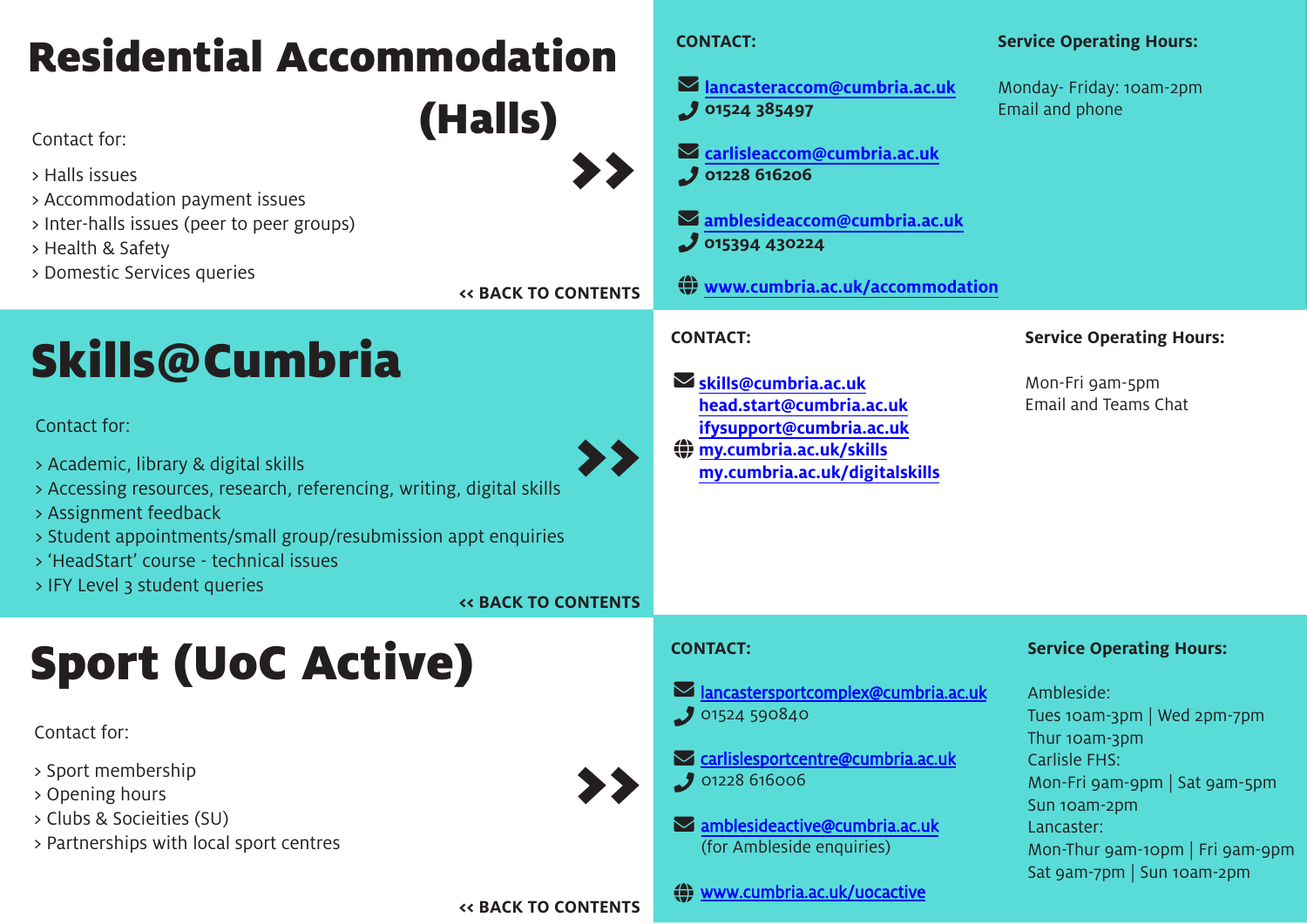# Residential Accommodation (Halls)

Contact for:

> Halls issues
> Accommodation payment issues
> Inter-halls issues (peer to peer groups)
> Health & Safety
> Domestic Services queries

**<< BACK TO CONTENTS**

**CONTACT:**

**lancasteraccom@cumbria.ac.uk**
**01524 385497**

**carlisleaccom@cumbria.ac.uk**
**01228 616206**

**amblesideaccom@cumbria.ac.uk**
**015394 430224**

**www.cumbria.ac.uk/accommodation**

**Service Operating Hours:**

Monday- Friday: 10am-2pm
Email and phone

# Skills@Cumbria

Contact for:

> Academic, library & digital skills
> Accessing resources, research, referencing, writing, digital skills
> Assignment feedback
> Student appointments/small group/resubmission appt enquiries
> 'HeadStart' course - technical issues
> IFY Level 3 student queries

**<< BACK TO CONTENTS**

**CONTACT:**

**skills@cumbria.ac.uk**
**head.start@cumbria.ac.uk**
**ifysupport@cumbria.ac.uk**
**my.cumbria.ac.uk/skills**
**my.cumbria.ac.uk/digitalskills**

**Service Operating Hours:**

Mon-Fri 9am-5pm
Email and Teams Chat

# Sport (UoC Active)

Contact for:

> Sport membership
> Opening hours
> Clubs & Socieities (SU)
> Partnerships with local sport centres

**<< BACK TO CONTENTS**

**CONTACT:**

lancastersportcomplex@cumbria.ac.uk
01524 590840

carlislesportcentre@cumbria.ac.uk
01228 616006

amblesideactive@cumbria.ac.uk
(for Ambleside enquiries)

www.cumbria.ac.uk/uocactive

**Service Operating Hours:**

Ambleside:
Tues 10am-3pm | Wed 2pm-7pm
Thur 10am-3pm
Carlisle FHS:
Mon-Fri 9am-9pm | Sat 9am-5pm
Sun 10am-2pm
Lancaster:
Mon-Thur 9am-10pm | Fri 9am-9pm
Sat 9am-7pm | Sun 10am-2pm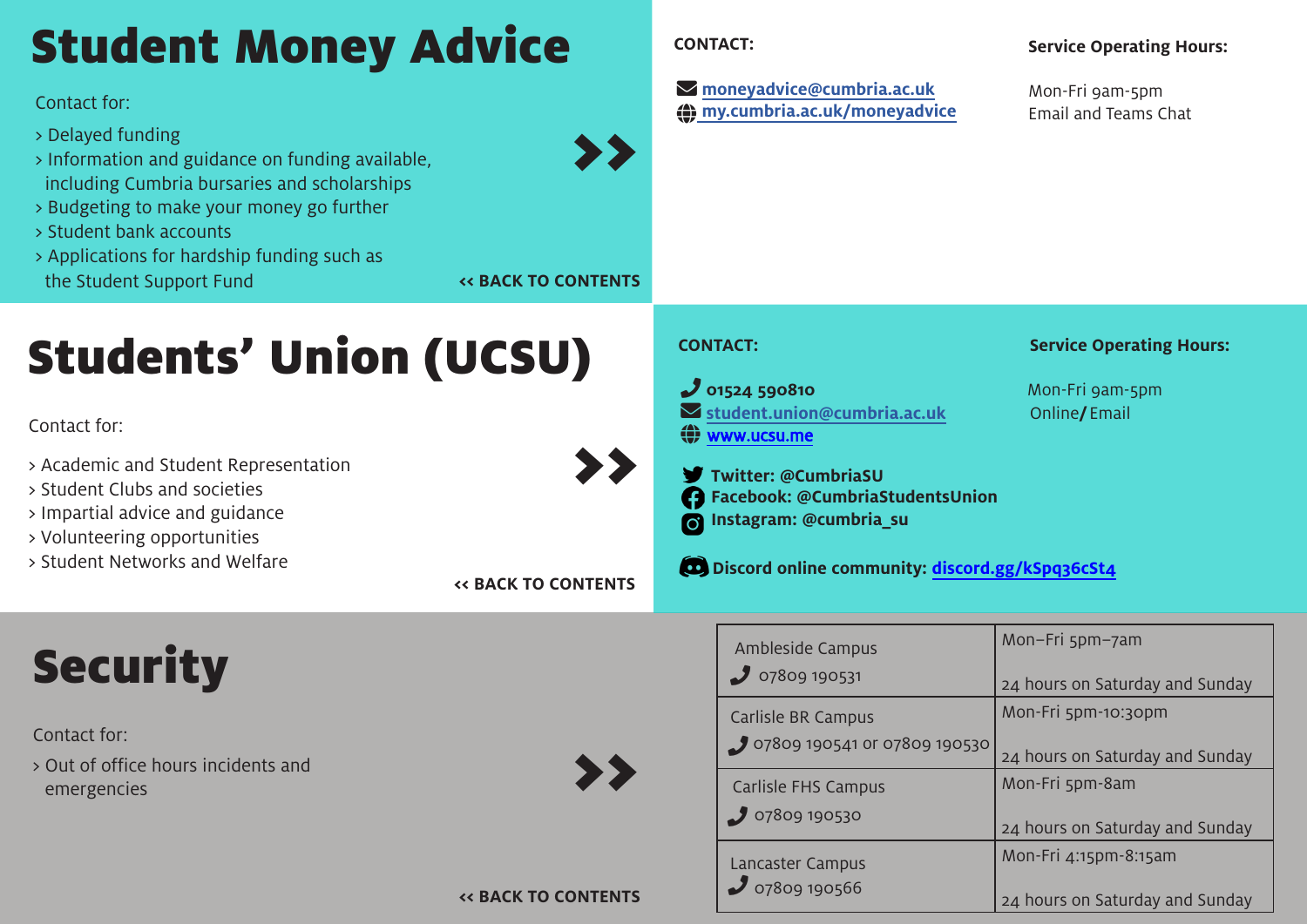# Student Money Advice

Contact for:

- Delayed funding
- Information and guidance on funding available, including Cumbria bursaries and scholarships
- Budgeting to make your money go further
- Student bank accounts
- Applications for hardship funding such as the Student Support Fund

<< BACK TO CONTENTS

**CONTACT:**

moneyadvice@cumbria.ac.uk
my.cumbria.ac.uk/moneyadvice

**Service Operating Hours:**

Mon-Fri 9am-5pm
Email and Teams Chat

# Students' Union (UCSU)

Contact for:

- Academic and Student Representation
- Student Clubs and societies
- Impartial advice and guidance
- Volunteering opportunities
- Student Networks and Welfare

<< BACK TO CONTENTS

**CONTACT:**

**01524 590810**
student.union@cumbria.ac.uk
www.ucsu.me

**Twitter: @CumbriaSU**
**Facebook: @CumbriaStudentsUnion**
**Instagram: @cumbria_su**

**Discord online community:** discord.gg/kSpq36cSt4

**Service Operating Hours:**

Mon-Fri 9am-5pm
Online/Email

# Security

Contact for:

- Out of office hours incidents and emergencies

<< BACK TO CONTENTS

| | |
|---|---|
| Ambleside Campus<br>07809 190531 | Mon–Fri 5pm–7am<br>24 hours on Saturday and Sunday |
| Carlisle BR Campus<br>07809 190541 or 07809 190530 | Mon-Fri 5pm-10:30pm<br>24 hours on Saturday and Sunday |
| Carlisle FHS Campus<br>07809 190530 | Mon-Fri 5pm-8am<br>24 hours on Saturday and Sunday |
| Lancaster Campus<br>07809 190566 | Mon-Fri 4:15pm-8:15am<br>24 hours on Saturday and Sunday |